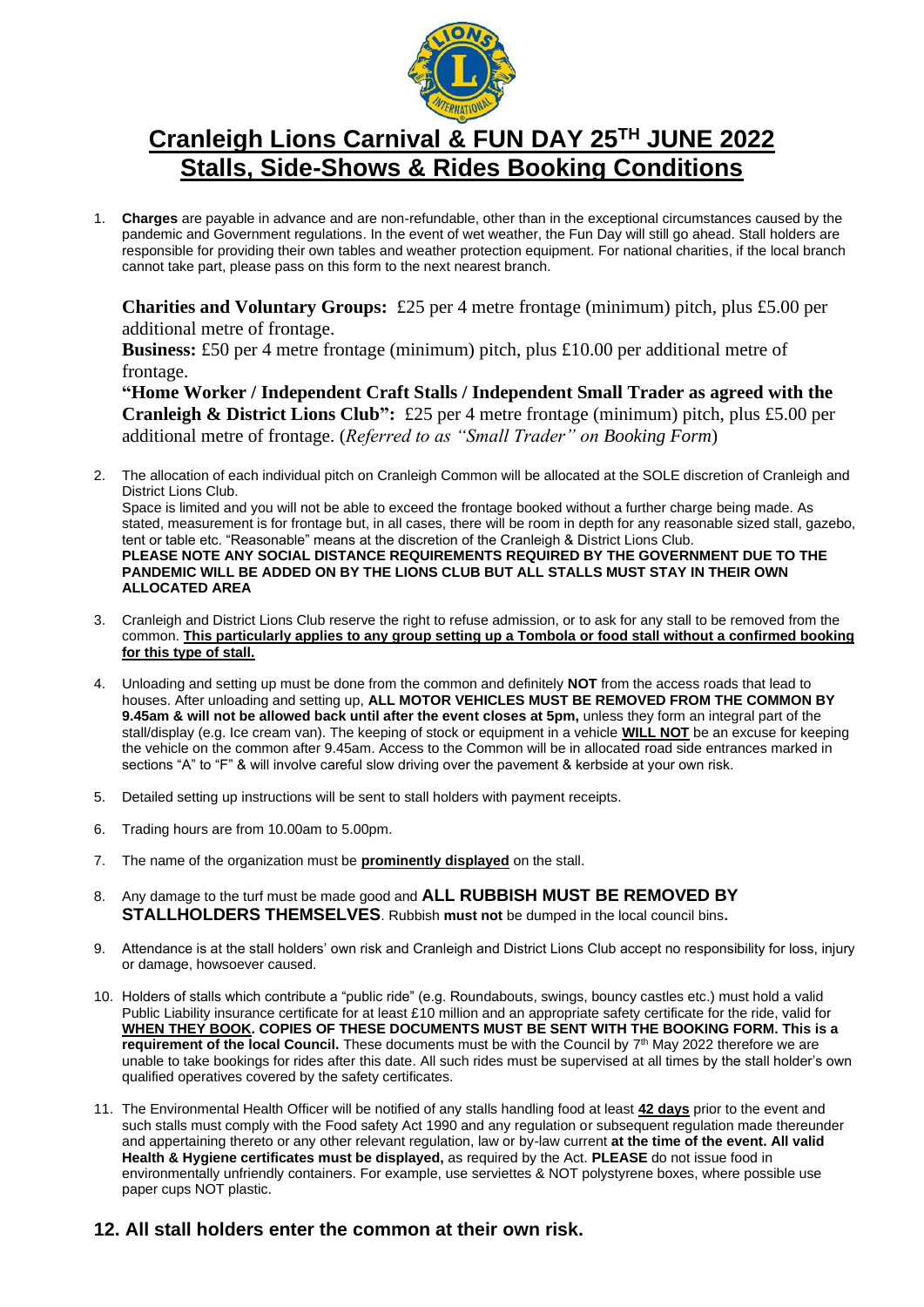# Cranleigh Lions Carnival & FUN DAY 25TH JUNE 2022
# Stalls, Side-Shows & Rides Booking Conditions

1. **Charges** are payable in advance and are non-refundable, other than in the exceptional circumstances caused by the pandemic and Government regulations. In the event of wet weather, the Fun Day will still go ahead. Stall holders are responsible for providing their own tables and weather protection equipment. For national charities, if the local branch cannot take part, please pass on this form to the next nearest branch.

   **Charities and Voluntary Groups:** £25 per 4 metre frontage (minimum) pitch, plus £5.00 per additional metre of frontage.

   **Business:** £50 per 4 metre frontage (minimum) pitch, plus £10.00 per additional metre of frontage.

   **"Home Worker / Independent Craft Stalls / Independent Small Trader as agreed with the Cranleigh & District Lions Club":** £25 per 4 metre frontage (minimum) pitch, plus £5.00 per additional metre of frontage. (*Referred to as "Small Trader" on Booking Form*)

2. The allocation of each individual pitch on Cranleigh Common will be allocated at the SOLE discretion of Cranleigh and District Lions Club.
   Space is limited and you will not be able to exceed the frontage booked without a further charge being made. As stated, measurement is for frontage but, in all cases, there will be room in depth for any reasonable sized stall, gazebo, tent or table etc. "Reasonable" means at the discretion of the Cranleigh & District Lions Club.
   **PLEASE NOTE ANY SOCIAL DISTANCE REQUIREMENTS REQUIRED BY THE GOVERNMENT DUE TO THE PANDEMIC WILL BE ADDED ON BY THE LIONS CLUB BUT ALL STALLS MUST STAY IN THEIR OWN ALLOCATED AREA**

3. Cranleigh and District Lions Club reserve the right to refuse admission, or to ask for any stall to be removed from the common. **This particularly applies to any group setting up a Tombola or food stall without a confirmed booking for this type of stall.**

4. Unloading and setting up must be done from the common and definitely **NOT** from the access roads that lead to houses. After unloading and setting up, **ALL MOTOR VEHICLES MUST BE REMOVED FROM THE COMMON BY 9.45am & will not be allowed back until after the event closes at 5pm,** unless they form an integral part of the stall/display (e.g. Ice cream van). The keeping of stock or equipment in a vehicle **WILL NOT** be an excuse for keeping the vehicle on the common after 9.45am. Access to the Common will be in allocated road side entrances marked in sections "A" to "F" & will involve careful slow driving over the pavement & kerbside at your own risk.

5. Detailed setting up instructions will be sent to stall holders with payment receipts.

6. Trading hours are from 10.00am to 5.00pm.

7. The name of the organization must be **prominently displayed** on the stall.

8. Any damage to the turf must be made good and **ALL RUBBISH MUST BE REMOVED BY STALLHOLDERS THEMSELVES**. Rubbish **must not** be dumped in the local council bins.

9. Attendance is at the stall holders' own risk and Cranleigh and District Lions Club accept no responsibility for loss, injury or damage, howsoever caused.

10. Holders of stalls which contribute a "public ride" (e.g. Roundabouts, swings, bouncy castles etc.) must hold a valid Public Liability insurance certificate for at least £10 million and an appropriate safety certificate for the ride, valid for **WHEN THEY BOOK. COPIES OF THESE DOCUMENTS MUST BE SENT WITH THE BOOKING FORM. This is a requirement of the local Council.** These documents must be with the Council by 7th May 2022 therefore we are unable to take bookings for rides after this date. All such rides must be supervised at all times by the stall holder's own qualified operatives covered by the safety certificates.

11. The Environmental Health Officer will be notified of any stalls handling food at least **42 days** prior to the event and such stalls must comply with the Food safety Act 1990 and any regulation or subsequent regulation made thereunder and appertaining thereto or any other relevant regulation, law or by-law current **at the time of the event. All valid Health & Hygiene certificates must be displayed,** as required by the Act. **PLEASE** do not issue food in environmentally unfriendly containers. For example, use serviettes & NOT polystyrene boxes, where possible use paper cups NOT plastic.

## 12. All stall holders enter the common at their own risk.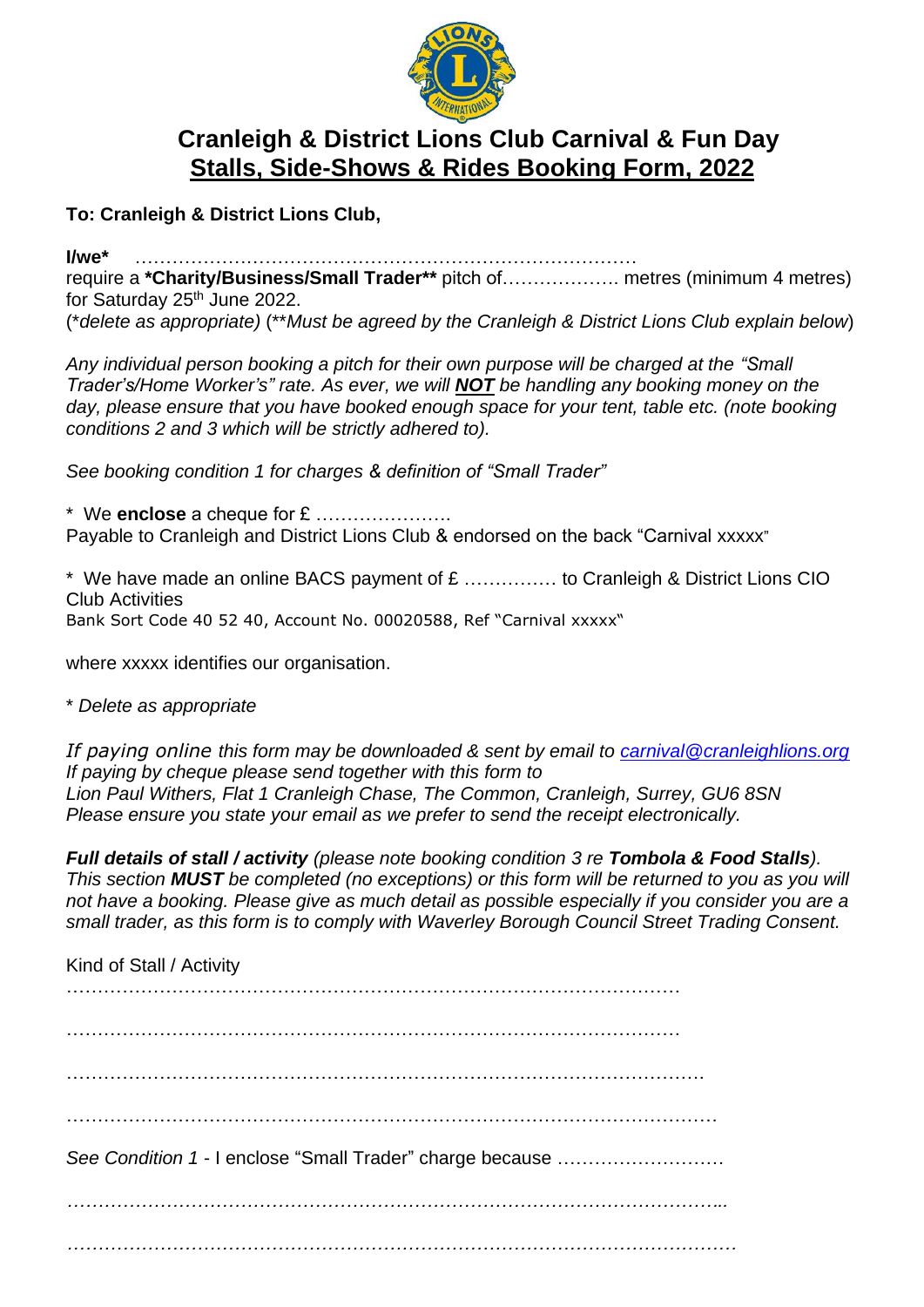# Cranleigh & District Lions Club Carnival & Fun Day

## Stalls, Side-Shows & Rides Booking Form, 2022

**To: Cranleigh & District Lions Club,**

**I/we*** ……………………………………………………………………… require a ***Charity/Business/Small Trader**** pitch of………………. metres (minimum 4 metres) for Saturday 25th June 2022.
(*delete as appropriate) (**Must be agreed by the Cranleigh & District Lions Club explain below*)

*Any individual person booking a pitch for their own purpose will be charged at the "Small Trader's/Home Worker's" rate. As ever, we will **NOT** be handling any booking money on the day, please ensure that you have booked enough space for your tent, table etc. (note booking conditions 2 and 3 which will be strictly adhered to).*

*See booking condition 1 for charges & definition of "Small Trader"*

\* We **enclose** a cheque for £ ………………….
Payable to Cranleigh and District Lions Club & endorsed on the back "Carnival xxxxx"

\* We have made an online BACS payment of £ …………… to Cranleigh & District Lions CIO Club Activities
Bank Sort Code 40 52 40, Account No. 00020588, Ref "Carnival xxxxx"

where xxxxx identifies our organisation.

\* *Delete as appropriate*

*If paying online this form may be downloaded & sent by email to carnival@cranleighlions.org*
*If paying by cheque please send together with this form to*
*Lion Paul Withers, Flat 1 Cranleigh Chase, The Common, Cranleigh, Surrey, GU6 8SN*
*Please ensure you state your email as we prefer to send the receipt electronically.*

***Full details of stall / activity** (please note booking condition 3 re **Tombola & Food Stalls**). This section **MUST** be completed (no exceptions) or this form will be returned to you as you will not have a booking. Please give as much detail as possible especially if you consider you are a small trader, as this form is to comply with Waverley Borough Council Street Trading Consent.*

Kind of Stall / Activity
…………………………………………………………………………………………
…………………………………………………………………………………………
…………………………………………………………………………………………
…………………………………………………………………………………………

*See Condition 1* - I enclose "Small Trader" charge because ………………………
…………………………………………………………………………………………
…………………………………………………………………………………………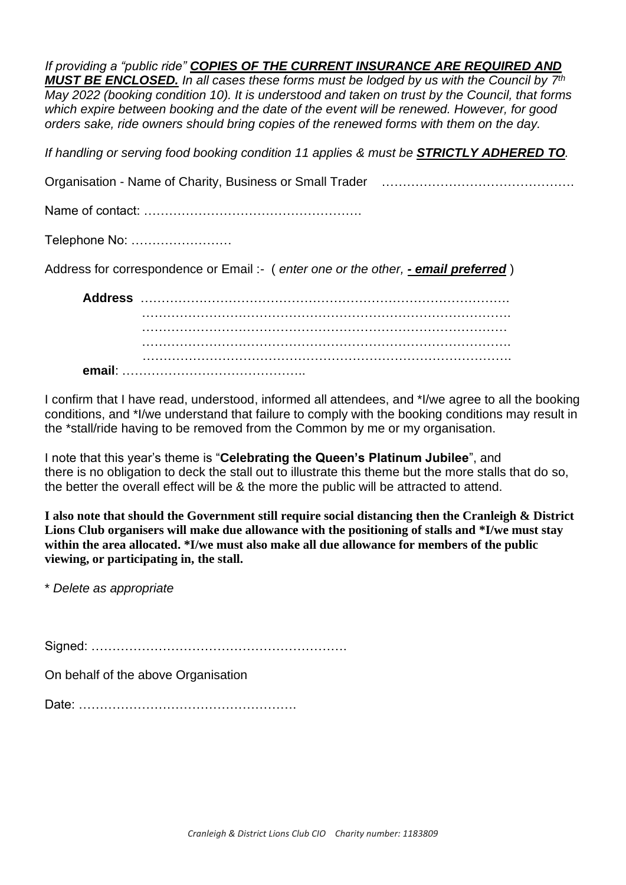*If providing a "public ride"* ***COPIES OF THE CURRENT INSURANCE ARE REQUIRED AND MUST BE ENCLOSED.*** *In all cases these forms must be lodged by us with the Council by 7th May 2022 (booking condition 10). It is understood and taken on trust by the Council, that forms which expire between booking and the date of the event will be renewed. However, for good orders sake, ride owners should bring copies of the renewed forms with them on the day.*

*If handling or serving food booking condition 11 applies & must be* ***STRICTLY ADHERED TO****.*

Organisation - Name of Charity, Business or Small Trader ……………………………………….

Name of contact: …………………………………………….

Telephone No: ……………………

Address for correspondence or Email :- ( *enter one or the other,* ***- email preferred*** )

**Address** ……………………………………………………………………………
……………………………………………………………………………….
……………………………………………………………………………
……………………………………………………………………………….
……………………………………………………………………………….

**email**: ……………………………………..

I confirm that I have read, understood, informed all attendees, and *I/we agree to all the booking conditions, and *I/we understand that failure to comply with the booking conditions may result in the *stall/ride having to be removed from the Common by me or my organisation.

I note that this year's theme is "**Celebrating the Queen's Platinum Jubilee**", and there is no obligation to deck the stall out to illustrate this theme but the more stalls that do so, the better the overall effect will be & the more the public will be attracted to attend.

**I also note that should the Government still require social distancing then the Cranleigh & District Lions Club organisers will make due allowance with the positioning of stalls and *I/we must stay within the area allocated. *I/we must also make all due allowance for members of the public viewing, or participating in, the stall.**

\* *Delete as appropriate*

Signed: ……………………………………………………

On behalf of the above Organisation

Date: …………………………………………….

*Cranleigh & District Lions Club CIO Charity number: 1183809*